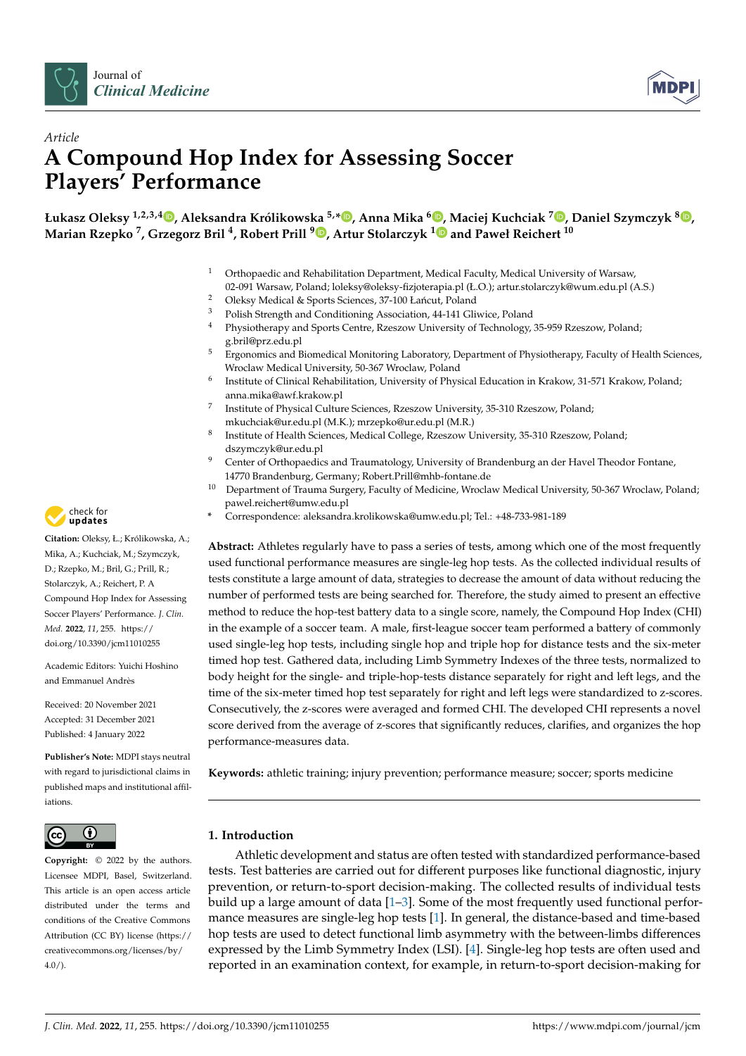*Article*

# A Compound Hop Index for Assessing Soccer Players' Performance

**Łukasz Oleksy [1,2,3,4], Aleksandra Królikowska [5,*], Anna Mika [6], Maciej Kuchciak [7], Daniel Szymczyk [8], Marian Rzepko [7], Grzegorz Bril [4], Robert Prill [9], Artur Stolarczyk [1] and Paweł Reichert [10]**

1. Orthopaedic and Rehabilitation Department, Medical Faculty, Medical University of Warsaw, 02-091 Warsaw, Poland; loleksy@oleksy-fizjoterapia.pl (Ł.O.); artur.stolarczyk@wum.edu.pl (A.S.)
2. Oleksy Medical & Sports Sciences, 37-100 Łańcut, Poland
3. Polish Strength and Conditioning Association, 44-141 Gliwice, Poland
4. Physiotherapy and Sports Centre, Rzeszow University of Technology, 35-959 Rzeszow, Poland; g.bril@prz.edu.pl
5. Ergonomics and Biomedical Monitoring Laboratory, Department of Physiotherapy, Faculty of Health Sciences, Wroclaw Medical University, 50-367 Wroclaw, Poland
6. Institute of Clinical Rehabilitation, University of Physical Education in Krakow, 31-571 Krakow, Poland; anna.mika@awf.krakow.pl
7. Institute of Physical Culture Sciences, Rzeszow University, 35-310 Rzeszow, Poland; mkuchciak@ur.edu.pl (M.K.); mrzepko@ur.edu.pl (M.R.)
8. Institute of Health Sciences, Medical College, Rzeszow University, 35-310 Rzeszow, Poland; dszymczyk@ur.edu.pl
9. Center of Orthopaedics and Traumatology, University of Brandenburg an der Havel Theodor Fontane, 14770 Brandenburg, Germany; Robert.Prill@mhb-fontane.de
10. Department of Trauma Surgery, Faculty of Medicine, Wroclaw Medical University, 50-367 Wroclaw, Poland; pawel.reichert@umw.edu.pl

\* Correspondence: aleksandra.krolikowska@umw.edu.pl; Tel.: +48-733-981-189

**Citation:** Oleksy, Ł.; Królikowska, A.; Mika, A.; Kuchciak, M.; Szymczyk, D.; Rzepko, M.; Bril, G.; Prill, R.; Stolarczyk, A.; Reichert, P. A Compound Hop Index for Assessing Soccer Players' Performance. *J. Clin. Med.* **2022**, *11*, 255. https://doi.org/10.3390/jcm11010255

Academic Editors: Yuichi Hoshino and Emmanuel Andrès

Received: 20 November 2021
Accepted: 31 December 2021
Published: 4 January 2022

**Publisher's Note:** MDPI stays neutral with regard to jurisdictional claims in published maps and institutional affiliations.

**Copyright:** © 2022 by the authors. Licensee MDPI, Basel, Switzerland. This article is an open access article distributed under the terms and conditions of the Creative Commons Attribution (CC BY) license (https://creativecommons.org/licenses/by/4.0/).

**Abstract:** Athletes regularly have to pass a series of tests, among which one of the most frequently used functional performance measures are single-leg hop tests. As the collected individual results of tests constitute a large amount of data, strategies to decrease the amount of data without reducing the number of performed tests are being searched for. Therefore, the study aimed to present an effective method to reduce the hop-test battery data to a single score, namely, the Compound Hop Index (CHI) in the example of a soccer team. A male, first-league soccer team performed a battery of commonly used single-leg hop tests, including single hop and triple hop for distance tests and the six-meter timed hop test. Gathered data, including Limb Symmetry Indexes of the three tests, normalized to body height for the single- and triple-hop-tests distance separately for right and left legs, and the time of the six-meter timed hop test separately for right and left legs were standardized to z-scores. Consecutively, the z-scores were averaged and formed CHI. The developed CHI represents a novel score derived from the average of z-scores that significantly reduces, clarifies, and organizes the hop performance-measures data.

**Keywords:** athletic training; injury prevention; performance measure; soccer; sports medicine

## 1. Introduction

Athletic development and status are often tested with standardized performance-based tests. Test batteries are carried out for different purposes like functional diagnostic, injury prevention, or return-to-sport decision-making. The collected results of individual tests build up a large amount of data [1–3]. Some of the most frequently used functional performance measures are single-leg hop tests [1]. In general, the distance-based and time-based hop tests are used to detect functional limb asymmetry with the between-limbs differences expressed by the Limb Symmetry Index (LSI). [4]. Single-leg hop tests are often used and reported in an examination context, for example, in return-to-sport decision-making for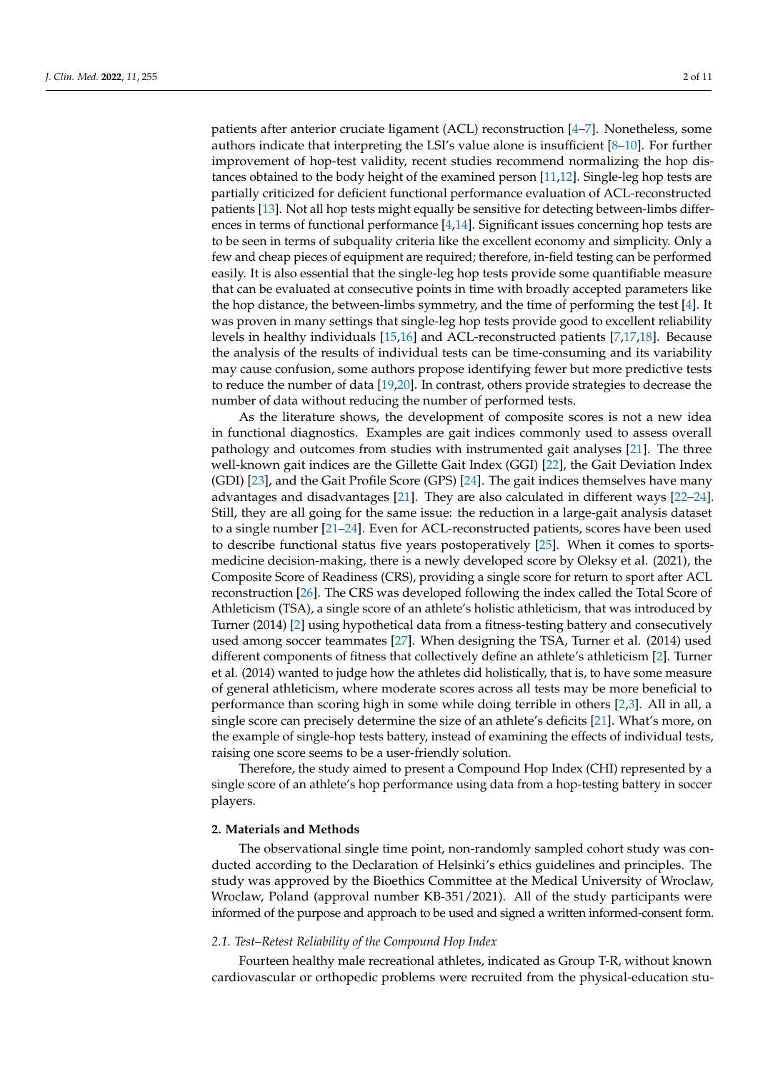patients after anterior cruciate ligament (ACL) reconstruction [4–7]. Nonetheless, some authors indicate that interpreting the LSI's value alone is insufficient [8–10]. For further improvement of hop-test validity, recent studies recommend normalizing the hop distances obtained to the body height of the examined person [11,12]. Single-leg hop tests are partially criticized for deficient functional performance evaluation of ACL-reconstructed patients [13]. Not all hop tests might equally be sensitive for detecting between-limbs differences in terms of functional performance [4,14]. Significant issues concerning hop tests are to be seen in terms of subquality criteria like the excellent economy and simplicity. Only a few and cheap pieces of equipment are required; therefore, in-field testing can be performed easily. It is also essential that the single-leg hop tests provide some quantifiable measure that can be evaluated at consecutive points in time with broadly accepted parameters like the hop distance, the between-limbs symmetry, and the time of performing the test [4]. It was proven in many settings that single-leg hop tests provide good to excellent reliability levels in healthy individuals [15,16] and ACL-reconstructed patients [7,17,18]. Because the analysis of the results of individual tests can be time-consuming and its variability may cause confusion, some authors propose identifying fewer but more predictive tests to reduce the number of data [19,20]. In contrast, others provide strategies to decrease the number of data without reducing the number of performed tests.

As the literature shows, the development of composite scores is not a new idea in functional diagnostics. Examples are gait indices commonly used to assess overall pathology and outcomes from studies with instrumented gait analyses [21]. The three well-known gait indices are the Gillette Gait Index (GGI) [22], the Gait Deviation Index (GDI) [23], and the Gait Profile Score (GPS) [24]. The gait indices themselves have many advantages and disadvantages [21]. They are also calculated in different ways [22–24]. Still, they are all going for the same issue: the reduction in a large-gait analysis dataset to a single number [21–24]. Even for ACL-reconstructed patients, scores have been used to describe functional status five years postoperatively [25]. When it comes to sports-medicine decision-making, there is a newly developed score by Oleksy et al. (2021), the Composite Score of Readiness (CRS), providing a single score for return to sport after ACL reconstruction [26]. The CRS was developed following the index called the Total Score of Athleticism (TSA), a single score of an athlete's holistic athleticism, that was introduced by Turner (2014) [2] using hypothetical data from a fitness-testing battery and consecutively used among soccer teammates [27]. When designing the TSA, Turner et al. (2014) used different components of fitness that collectively define an athlete's athleticism [2]. Turner et al. (2014) wanted to judge how the athletes did holistically, that is, to have some measure of general athleticism, where moderate scores across all tests may be more beneficial to performance than scoring high in some while doing terrible in others [2,3]. All in all, a single score can precisely determine the size of an athlete's deficits [21]. What's more, on the example of single-hop tests battery, instead of examining the effects of individual tests, raising one score seems to be a user-friendly solution.

Therefore, the study aimed to present a Compound Hop Index (CHI) represented by a single score of an athlete's hop performance using data from a hop-testing battery in soccer players.

## 2. Materials and Methods

The observational single time point, non-randomly sampled cohort study was conducted according to the Declaration of Helsinki's ethics guidelines and principles. The study was approved by the Bioethics Committee at the Medical University of Wroclaw, Wroclaw, Poland (approval number KB-351/2021). All of the study participants were informed of the purpose and approach to be used and signed a written informed-consent form.

### 2.1. Test–Retest Reliability of the Compound Hop Index

Fourteen healthy male recreational athletes, indicated as Group T-R, without known cardiovascular or orthopedic problems were recruited from the physical-education stu-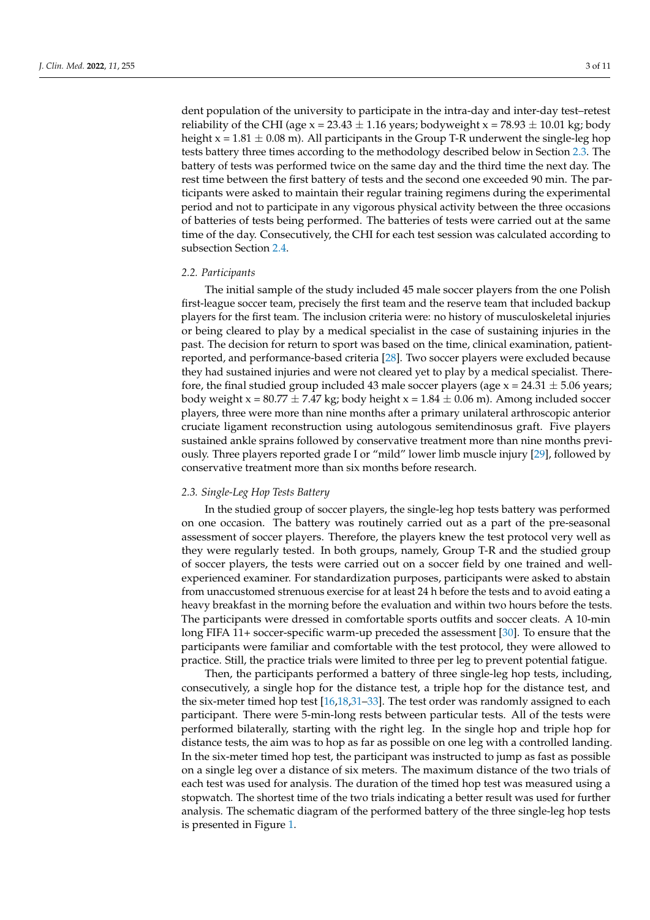dent population of the university to participate in the intra-day and inter-day test–retest reliability of the CHI (age x = 23.43 ± 1.16 years; bodyweight x = 78.93 ± 10.01 kg; body height x = 1.81 ± 0.08 m). All participants in the Group T-R underwent the single-leg hop tests battery three times according to the methodology described below in Section 2.3. The battery of tests was performed twice on the same day and the third time the next day. The rest time between the first battery of tests and the second one exceeded 90 min. The participants were asked to maintain their regular training regimens during the experimental period and not to participate in any vigorous physical activity between the three occasions of batteries of tests being performed. The batteries of tests were carried out at the same time of the day. Consecutively, the CHI for each test session was calculated according to subsection Section 2.4.

### *2.2. Participants*

The initial sample of the study included 45 male soccer players from the one Polish first-league soccer team, precisely the first team and the reserve team that included backup players for the first team. The inclusion criteria were: no history of musculoskeletal injuries or being cleared to play by a medical specialist in the case of sustaining injuries in the past. The decision for return to sport was based on the time, clinical examination, patient-reported, and performance-based criteria [28]. Two soccer players were excluded because they had sustained injuries and were not cleared yet to play by a medical specialist. Therefore, the final studied group included 43 male soccer players (age x = 24.31 ± 5.06 years; body weight x = 80.77 ± 7.47 kg; body height x = 1.84 ± 0.06 m). Among included soccer players, three were more than nine months after a primary unilateral arthroscopic anterior cruciate ligament reconstruction using autologous semitendinosus graft. Five players sustained ankle sprains followed by conservative treatment more than nine months previously. Three players reported grade I or "mild" lower limb muscle injury [29], followed by conservative treatment more than six months before research.

### *2.3. Single-Leg Hop Tests Battery*

In the studied group of soccer players, the single-leg hop tests battery was performed on one occasion. The battery was routinely carried out as a part of the pre-seasonal assessment of soccer players. Therefore, the players knew the test protocol very well as they were regularly tested. In both groups, namely, Group T-R and the studied group of soccer players, the tests were carried out on a soccer field by one trained and well-experienced examiner. For standardization purposes, participants were asked to abstain from unaccustomed strenuous exercise for at least 24 h before the tests and to avoid eating a heavy breakfast in the morning before the evaluation and within two hours before the tests. The participants were dressed in comfortable sports outfits and soccer cleats. A 10-min long FIFA 11+ soccer-specific warm-up preceded the assessment [30]. To ensure that the participants were familiar and comfortable with the test protocol, they were allowed to practice. Still, the practice trials were limited to three per leg to prevent potential fatigue.

Then, the participants performed a battery of three single-leg hop tests, including, consecutively, a single hop for the distance test, a triple hop for the distance test, and the six-meter timed hop test [16,18,31–33]. The test order was randomly assigned to each participant. There were 5-min-long rests between particular tests. All of the tests were performed bilaterally, starting with the right leg. In the single hop and triple hop for distance tests, the aim was to hop as far as possible on one leg with a controlled landing. In the six-meter timed hop test, the participant was instructed to jump as fast as possible on a single leg over a distance of six meters. The maximum distance of the two trials of each test was used for analysis. The duration of the timed hop test was measured using a stopwatch. The shortest time of the two trials indicating a better result was used for further analysis. The schematic diagram of the performed battery of the three single-leg hop tests is presented in Figure 1.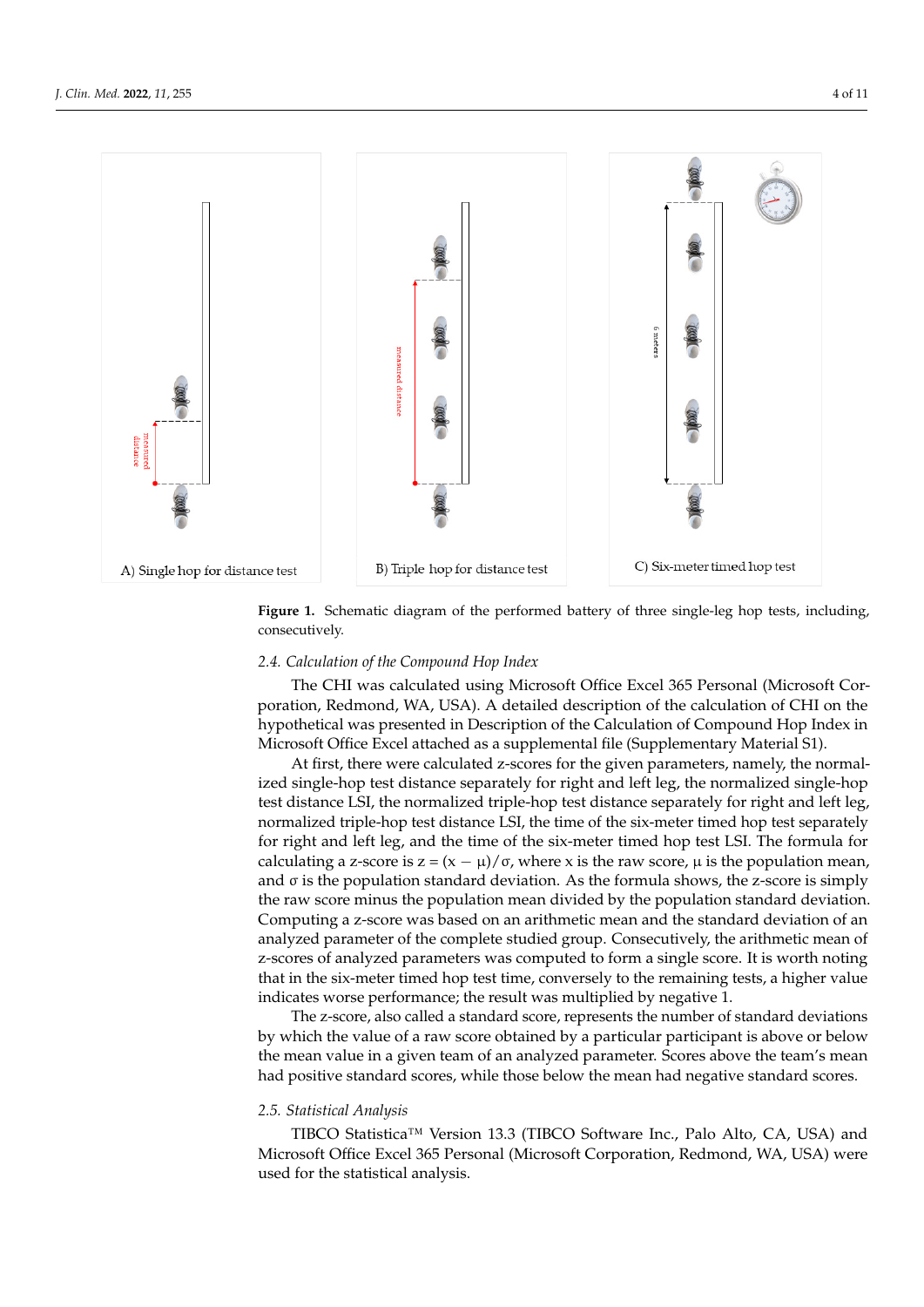A) Single hop for distance test

B) Triple hop for distance test

C) Six-meter timed hop test

**Figure 1.** Schematic diagram of the performed battery of three single-leg hop tests, including, consecutively.

### 2.4. Calculation of the Compound Hop Index

The CHI was calculated using Microsoft Office Excel 365 Personal (Microsoft Corporation, Redmond, WA, USA). A detailed description of the calculation of CHI on the hypothetical was presented in Description of the Calculation of Compound Hop Index in Microsoft Office Excel attached as a supplemental file (Supplementary Material S1).

At first, there were calculated z-scores for the given parameters, namely, the normalized single-hop test distance separately for right and left leg, the normalized single-hop test distance LSI, the normalized triple-hop test distance separately for right and left leg, normalized triple-hop test distance LSI, the time of the six-meter timed hop test separately for right and left leg, and the time of the six-meter timed hop test LSI. The formula for calculating a z-score is $z = (x - \mu)/\sigma$, where x is the raw score, μ is the population mean, and σ is the population standard deviation. As the formula shows, the z-score is simply the raw score minus the population mean divided by the population standard deviation. Computing a z-score was based on an arithmetic mean and the standard deviation of an analyzed parameter of the complete studied group. Consecutively, the arithmetic mean of z-scores of analyzed parameters was computed to form a single score. It is worth noting that in the six-meter timed hop test time, conversely to the remaining tests, a higher value indicates worse performance; the result was multiplied by negative 1.

The z-score, also called a standard score, represents the number of standard deviations by which the value of a raw score obtained by a particular participant is above or below the mean value in a given team of an analyzed parameter. Scores above the team's mean had positive standard scores, while those below the mean had negative standard scores.

### 2.5. Statistical Analysis

TIBCO Statistica™ Version 13.3 (TIBCO Software Inc., Palo Alto, CA, USA) and Microsoft Office Excel 365 Personal (Microsoft Corporation, Redmond, WA, USA) were used for the statistical analysis.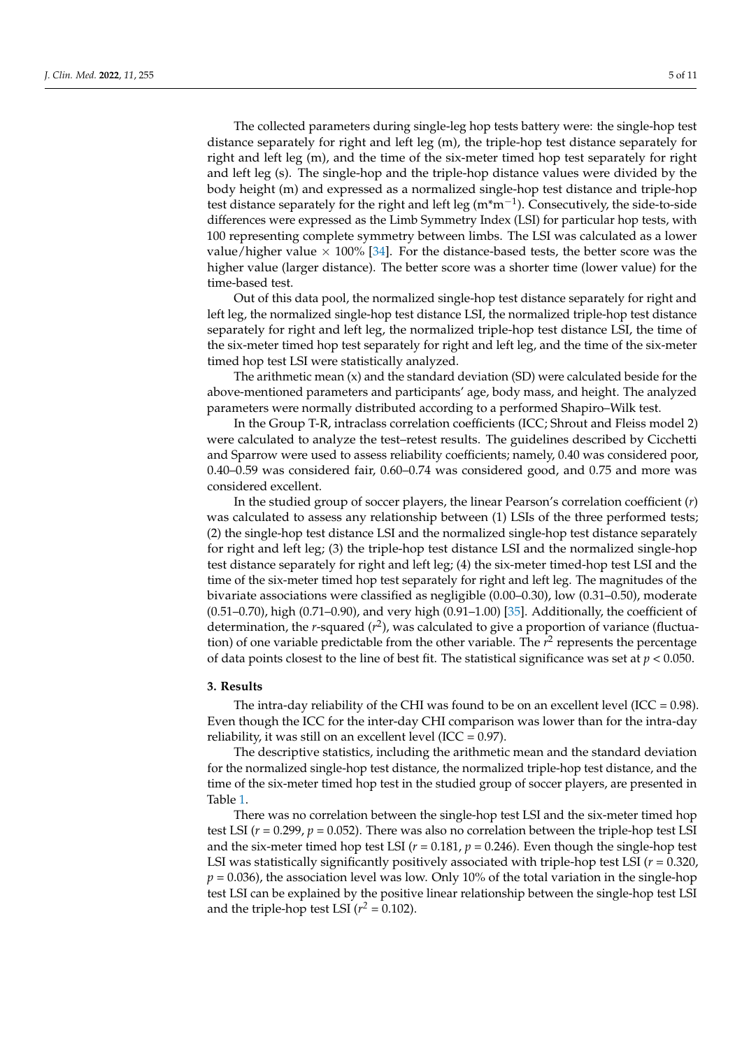The collected parameters during single-leg hop tests battery were: the single-hop test distance separately for right and left leg (m), the triple-hop test distance separately for right and left leg (m), and the time of the six-meter timed hop test separately for right and left leg (s). The single-hop and the triple-hop distance values were divided by the body height (m) and expressed as a normalized single-hop test distance and triple-hop test distance separately for the right and left leg ($m{*}m^{-1}$). Consecutively, the side-to-side differences were expressed as the Limb Symmetry Index (LSI) for particular hop tests, with 100 representing complete symmetry between limbs. The LSI was calculated as a lower value/higher value $\times$ 100% [34]. For the distance-based tests, the better score was the higher value (larger distance). The better score was a shorter time (lower value) for the time-based test.

Out of this data pool, the normalized single-hop test distance separately for right and left leg, the normalized single-hop test distance LSI, the normalized triple-hop test distance separately for right and left leg, the normalized triple-hop test distance LSI, the time of the six-meter timed hop test separately for right and left leg, and the time of the six-meter timed hop test LSI were statistically analyzed.

The arithmetic mean (x) and the standard deviation (SD) were calculated beside for the above-mentioned parameters and participants' age, body mass, and height. The analyzed parameters were normally distributed according to a performed Shapiro–Wilk test.

In the Group T-R, intraclass correlation coefficients (ICC; Shrout and Fleiss model 2) were calculated to analyze the test–retest results. The guidelines described by Cicchetti and Sparrow were used to assess reliability coefficients; namely, 0.40 was considered poor, 0.40–0.59 was considered fair, 0.60–0.74 was considered good, and 0.75 and more was considered excellent.

In the studied group of soccer players, the linear Pearson's correlation coefficient ($r$) was calculated to assess any relationship between (1) LSIs of the three performed tests; (2) the single-hop test distance LSI and the normalized single-hop test distance separately for right and left leg; (3) the triple-hop test distance LSI and the normalized single-hop test distance separately for right and left leg; (4) the six-meter timed-hop test LSI and the time of the six-meter timed hop test separately for right and left leg. The magnitudes of the bivariate associations were classified as negligible (0.00–0.30), low (0.31–0.50), moderate (0.51–0.70), high (0.71–0.90), and very high (0.91–1.00) [35]. Additionally, the coefficient of determination, the $r$-squared ($r^2$), was calculated to give a proportion of variance (fluctuation) of one variable predictable from the other variable. The $r^2$ represents the percentage of data points closest to the line of best fit. The statistical significance was set at $p < 0.050$.

### 3. Results

The intra-day reliability of the CHI was found to be on an excellent level (ICC = 0.98). Even though the ICC for the inter-day CHI comparison was lower than for the intra-day reliability, it was still on an excellent level (ICC = 0.97).

The descriptive statistics, including the arithmetic mean and the standard deviation for the normalized single-hop test distance, the normalized triple-hop test distance, and the time of the six-meter timed hop test in the studied group of soccer players, are presented in Table 1.

There was no correlation between the single-hop test LSI and the six-meter timed hop test LSI ($r = 0.299$, $p = 0.052$). There was also no correlation between the triple-hop test LSI and the six-meter timed hop test LSI ($r = 0.181$, $p = 0.246$). Even though the single-hop test LSI was statistically significantly positively associated with triple-hop test LSI ($r = 0.320$, $p = 0.036$), the association level was low. Only 10% of the total variation in the single-hop test LSI can be explained by the positive linear relationship between the single-hop test LSI and the triple-hop test LSI ($r^2 = 0.102$).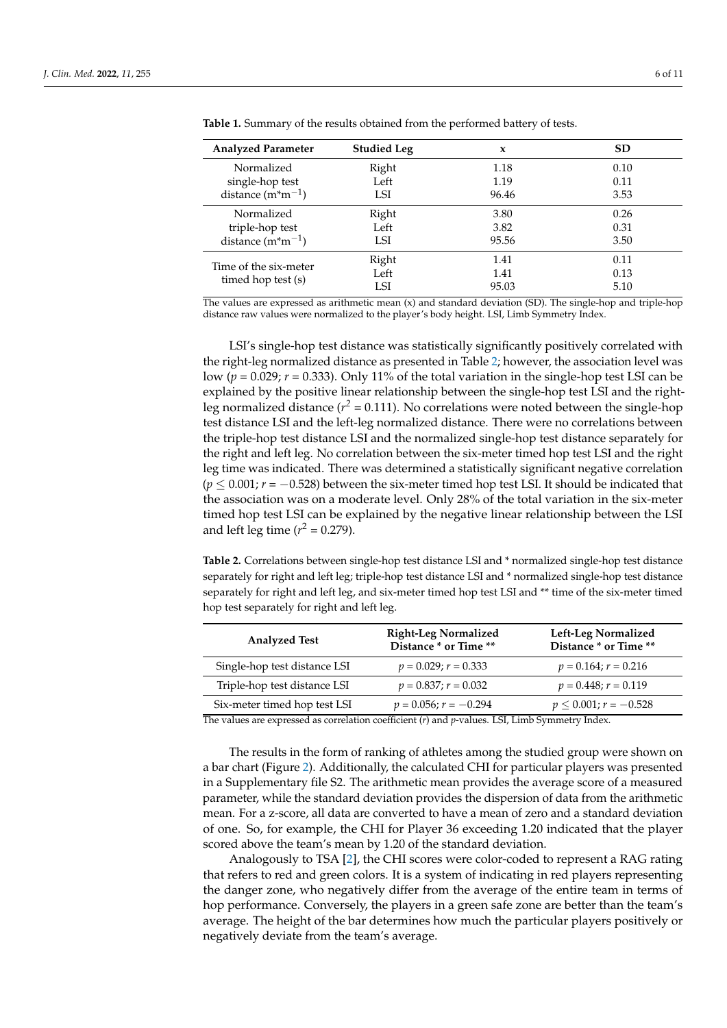**Table 1.** Summary of the results obtained from the performed battery of tests.

| Analyzed Parameter | Studied Leg | x | SD |
|---|---|---|---|
| Normalized single-hop test distance ($m^*m^{-1}$) | Right | 1.18 | 0.10 |
| | Left | 1.19 | 0.11 |
| | LSI | 96.46 | 3.53 |
| Normalized triple-hop test distance ($m^*m^{-1}$) | Right | 3.80 | 0.26 |
| | Left | 3.82 | 0.31 |
| | LSI | 95.56 | 3.50 |
| Time of the six-meter timed hop test (s) | Right | 1.41 | 0.11 |
| | Left | 1.41 | 0.13 |
| | LSI | 95.03 | 5.10 |

The values are expressed as arithmetic mean (x) and standard deviation (SD). The single-hop and triple-hop distance raw values were normalized to the player's body height. LSI, Limb Symmetry Index.

LSI's single-hop test distance was statistically significantly positively correlated with the right-leg normalized distance as presented in Table 2; however, the association level was low ($p = 0.029$; $r = 0.333$). Only 11% of the total variation in the single-hop test LSI can be explained by the positive linear relationship between the single-hop test LSI and the right-leg normalized distance ($r^2 = 0.111$). No correlations were noted between the single-hop test distance LSI and the left-leg normalized distance. There were no correlations between the triple-hop test distance LSI and the normalized single-hop test distance separately for the right and left leg. No correlation between the six-meter timed hop test LSI and the right leg time was indicated. There was determined a statistically significant negative correlation ($p \leq 0.001$; $r = -0.528$) between the six-meter timed hop test LSI. It should be indicated that the association was on a moderate level. Only 28% of the total variation in the six-meter timed hop test LSI can be explained by the negative linear relationship between the LSI and left leg time ($r^2 = 0.279$).

**Table 2.** Correlations between single-hop test distance LSI and * normalized single-hop test distance separately for right and left leg; triple-hop test distance LSI and * normalized single-hop test distance separately for right and left leg, and six-meter timed hop test LSI and ** time of the six-meter timed hop test separately for right and left leg.

| Analyzed Test | Right-Leg Normalized Distance * or Time ** | Left-Leg Normalized Distance * or Time ** |
|---|---|---|
| Single-hop test distance LSI | $p = 0.029$; $r = 0.333$ | $p = 0.164$; $r = 0.216$ |
| Triple-hop test distance LSI | $p = 0.837$; $r = 0.032$ | $p = 0.448$; $r = 0.119$ |
| Six-meter timed hop test LSI | $p = 0.056$; $r = -0.294$ | $p \leq 0.001$; $r = -0.528$ |

The values are expressed as correlation coefficient ($r$) and $p$-values. LSI, Limb Symmetry Index.

The results in the form of ranking of athletes among the studied group were shown on a bar chart (Figure 2). Additionally, the calculated CHI for particular players was presented in a Supplementary file S2. The arithmetic mean provides the average score of a measured parameter, while the standard deviation provides the dispersion of data from the arithmetic mean. For a z-score, all data are converted to have a mean of zero and a standard deviation of one. So, for example, the CHI for Player 36 exceeding 1.20 indicated that the player scored above the team's mean by 1.20 of the standard deviation.

Analogously to TSA [2], the CHI scores were color-coded to represent a RAG rating that refers to red and green colors. It is a system of indicating in red players representing the danger zone, who negatively differ from the average of the entire team in terms of hop performance. Conversely, the players in a green safe zone are better than the team's average. The height of the bar determines how much the particular players positively or negatively deviate from the team's average.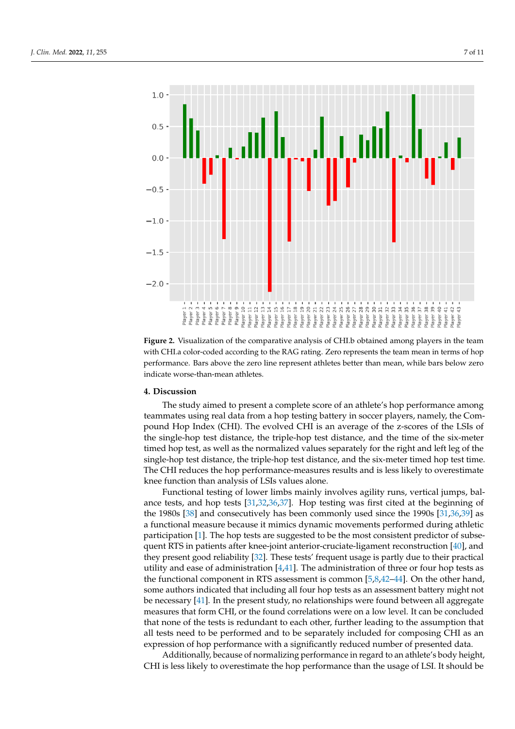Figure 2. Visualization of the comparative analysis of CHI.b obtained among players in the team with CHI.a color-coded according to the RAG rating. Zero represents the team mean in terms of hop performance. Bars above the zero line represent athletes better than mean, while bars below zero indicate worse-than-mean athletes.

## 4. Discussion

The study aimed to present a complete score of an athlete's hop performance among teammates using real data from a hop testing battery in soccer players, namely, the Compound Hop Index (CHI). The evolved CHI is an average of the z-scores of the LSIs of the single-hop test distance, the triple-hop test distance, and the time of the six-meter timed hop test, as well as the normalized values separately for the right and left leg of the single-hop test distance, the triple-hop test distance, and the six-meter timed hop test time. The CHI reduces the hop performance-measures results and is less likely to overestimate knee function than analysis of LSIs values alone.

Functional testing of lower limbs mainly involves agility runs, vertical jumps, balance tests, and hop tests [31,32,36,37]. Hop testing was first cited at the beginning of the 1980s [38] and consecutively has been commonly used since the 1990s [31,36,39] as a functional measure because it mimics dynamic movements performed during athletic participation [1]. The hop tests are suggested to be the most consistent predictor of subsequent RTS in patients after knee-joint anterior-cruciate-ligament reconstruction [40], and they present good reliability [32]. These tests' frequent usage is partly due to their practical utility and ease of administration [4,41]. The administration of three or four hop tests as the functional component in RTS assessment is common [5,8,42–44]. On the other hand, some authors indicated that including all four hop tests as an assessment battery might not be necessary [41]. In the present study, no relationships were found between all aggregate measures that form CHI, or the found correlations were on a low level. It can be concluded that none of the tests is redundant to each other, further leading to the assumption that all tests need to be performed and to be separately included for composing CHI as an expression of hop performance with a significantly reduced number of presented data.

Additionally, because of normalizing performance in regard to an athlete's body height, CHI is less likely to overestimate the hop performance than the usage of LSI. It should be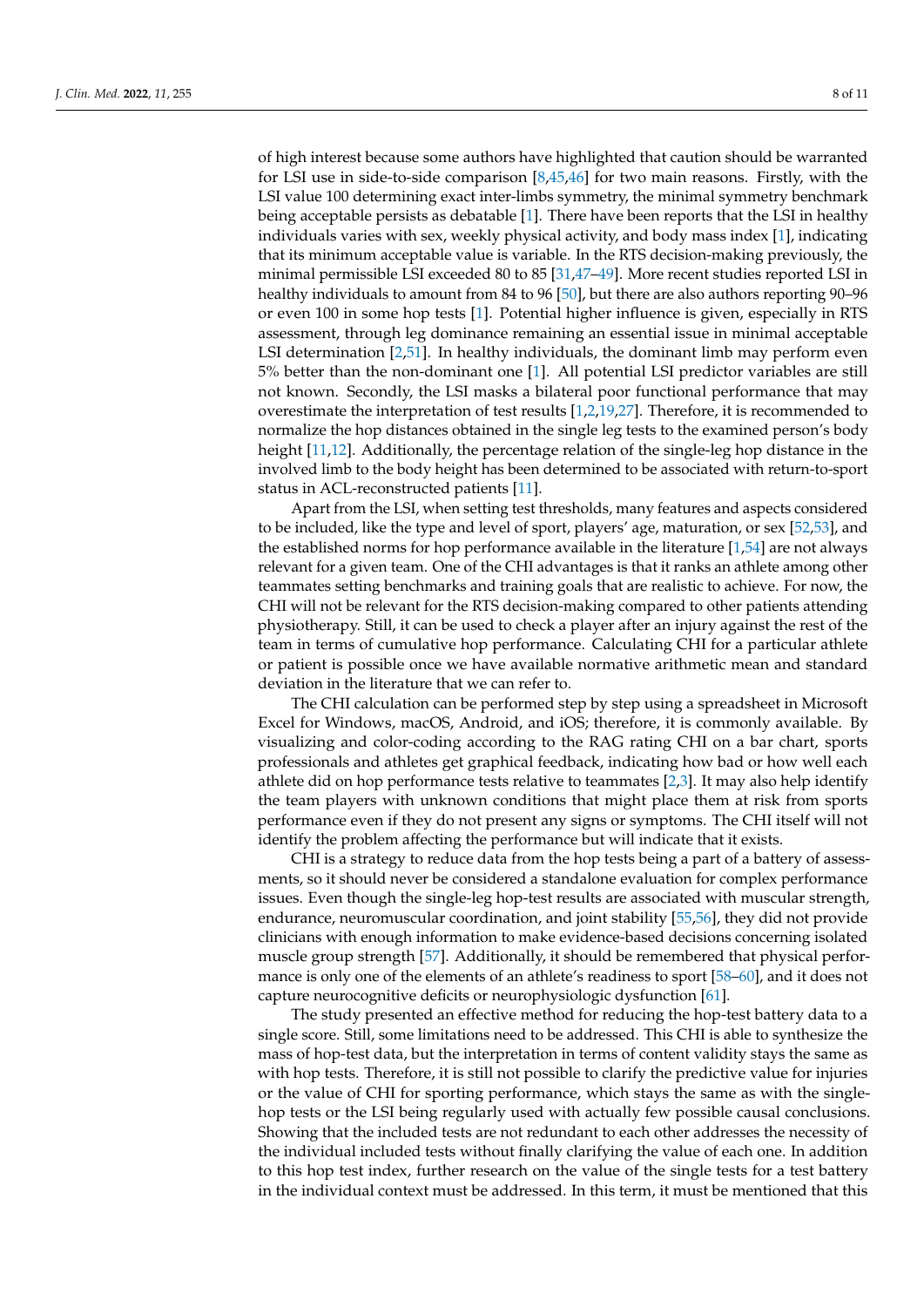of high interest because some authors have highlighted that caution should be warranted for LSI use in side-to-side comparison [8,45,46] for two main reasons. Firstly, with the LSI value 100 determining exact inter-limbs symmetry, the minimal symmetry benchmark being acceptable persists as debatable [1]. There have been reports that the LSI in healthy individuals varies with sex, weekly physical activity, and body mass index [1], indicating that its minimum acceptable value is variable. In the RTS decision-making previously, the minimal permissible LSI exceeded 80 to 85 [31,47–49]. More recent studies reported LSI in healthy individuals to amount from 84 to 96 [50], but there are also authors reporting 90–96 or even 100 in some hop tests [1]. Potential higher influence is given, especially in RTS assessment, through leg dominance remaining an essential issue in minimal acceptable LSI determination [2,51]. In healthy individuals, the dominant limb may perform even 5% better than the non-dominant one [1]. All potential LSI predictor variables are still not known. Secondly, the LSI masks a bilateral poor functional performance that may overestimate the interpretation of test results [1,2,19,27]. Therefore, it is recommended to normalize the hop distances obtained in the single leg tests to the examined person's body height [11,12]. Additionally, the percentage relation of the single-leg hop distance in the involved limb to the body height has been determined to be associated with return-to-sport status in ACL-reconstructed patients [11].

Apart from the LSI, when setting test thresholds, many features and aspects considered to be included, like the type and level of sport, players' age, maturation, or sex [52,53], and the established norms for hop performance available in the literature [1,54] are not always relevant for a given team. One of the CHI advantages is that it ranks an athlete among other teammates setting benchmarks and training goals that are realistic to achieve. For now, the CHI will not be relevant for the RTS decision-making compared to other patients attending physiotherapy. Still, it can be used to check a player after an injury against the rest of the team in terms of cumulative hop performance. Calculating CHI for a particular athlete or patient is possible once we have available normative arithmetic mean and standard deviation in the literature that we can refer to.

The CHI calculation can be performed step by step using a spreadsheet in Microsoft Excel for Windows, macOS, Android, and iOS; therefore, it is commonly available. By visualizing and color-coding according to the RAG rating CHI on a bar chart, sports professionals and athletes get graphical feedback, indicating how bad or how well each athlete did on hop performance tests relative to teammates [2,3]. It may also help identify the team players with unknown conditions that might place them at risk from sports performance even if they do not present any signs or symptoms. The CHI itself will not identify the problem affecting the performance but will indicate that it exists.

CHI is a strategy to reduce data from the hop tests being a part of a battery of assessments, so it should never be considered a standalone evaluation for complex performance issues. Even though the single-leg hop-test results are associated with muscular strength, endurance, neuromuscular coordination, and joint stability [55,56], they did not provide clinicians with enough information to make evidence-based decisions concerning isolated muscle group strength [57]. Additionally, it should be remembered that physical performance is only one of the elements of an athlete's readiness to sport [58–60], and it does not capture neurocognitive deficits or neurophysiologic dysfunction [61].

The study presented an effective method for reducing the hop-test battery data to a single score. Still, some limitations need to be addressed. This CHI is able to synthesize the mass of hop-test data, but the interpretation in terms of content validity stays the same as with hop tests. Therefore, it is still not possible to clarify the predictive value for injuries or the value of CHI for sporting performance, which stays the same as with the single-hop tests or the LSI being regularly used with actually few possible causal conclusions. Showing that the included tests are not redundant to each other addresses the necessity of the individual included tests without finally clarifying the value of each one. In addition to this hop test index, further research on the value of the single tests for a test battery in the individual context must be addressed. In this term, it must be mentioned that this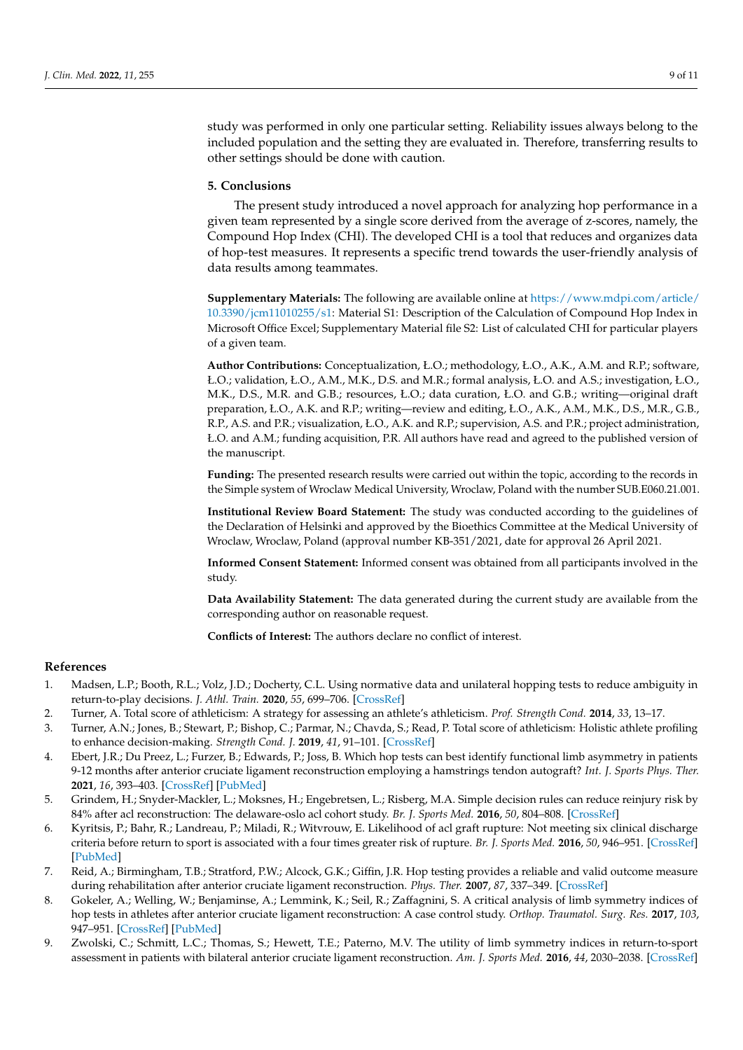study was performed in only one particular setting. Reliability issues always belong to the included population and the setting they are evaluated in. Therefore, transferring results to other settings should be done with caution.

## 5. Conclusions

The present study introduced a novel approach for analyzing hop performance in a given team represented by a single score derived from the average of z-scores, namely, the Compound Hop Index (CHI). The developed CHI is a tool that reduces and organizes data of hop-test measures. It represents a specific trend towards the user-friendly analysis of data results among teammates.

**Supplementary Materials:** The following are available online at https://www.mdpi.com/article/10.3390/jcm11010255/s1: Material S1: Description of the Calculation of Compound Hop Index in Microsoft Office Excel; Supplementary Material file S2: List of calculated CHI for particular players of a given team.

**Author Contributions:** Conceptualization, Ł.O.; methodology, Ł.O., A.K., A.M. and R.P.; software, Ł.O.; validation, Ł.O., A.M., M.K., D.S. and M.R.; formal analysis, Ł.O. and A.S.; investigation, Ł.O., M.K., D.S., M.R. and G.B.; resources, Ł.O.; data curation, Ł.O. and G.B.; writing—original draft preparation, Ł.O., A.K. and R.P.; writing—review and editing, Ł.O., A.K., A.M., M.K., D.S., M.R., G.B., R.P., A.S. and P.R.; visualization, Ł.O., A.K. and R.P.; supervision, A.S. and P.R.; project administration, Ł.O. and A.M.; funding acquisition, P.R. All authors have read and agreed to the published version of the manuscript.

**Funding:** The presented research results were carried out within the topic, according to the records in the Simple system of Wroclaw Medical University, Wroclaw, Poland with the number SUB.E060.21.001.

**Institutional Review Board Statement:** The study was conducted according to the guidelines of the Declaration of Helsinki and approved by the Bioethics Committee at the Medical University of Wroclaw, Wroclaw, Poland (approval number KB-351/2021, date for approval 26 April 2021.

**Informed Consent Statement:** Informed consent was obtained from all participants involved in the study.

**Data Availability Statement:** The data generated during the current study are available from the corresponding author on reasonable request.

**Conflicts of Interest:** The authors declare no conflict of interest.

## References

1. Madsen, L.P.; Booth, R.L.; Volz, J.D.; Docherty, C.L. Using normative data and unilateral hopping tests to reduce ambiguity in return-to-play decisions. *J. Athl. Train.* **2020**, *55*, 699–706. [CrossRef]
2. Turner, A. Total score of athleticism: A strategy for assessing an athlete's athleticism. *Prof. Strength Cond.* **2014**, *33*, 13–17.
3. Turner, A.N.; Jones, B.; Stewart, P.; Bishop, C.; Parmar, N.; Chavda, S.; Read, P. Total score of athleticism: Holistic athlete profiling to enhance decision-making. *Strength Cond. J.* **2019**, *41*, 91–101. [CrossRef]
4. Ebert, J.R.; Du Preez, L.; Furzer, B.; Edwards, P.; Joss, B. Which hop tests can best identify functional limb asymmetry in patients 9-12 months after anterior cruciate ligament reconstruction employing a hamstrings tendon autograft? *Int. J. Sports Phys. Ther.* **2021**, *16*, 393–403. [CrossRef] [PubMed]
5. Grindem, H.; Snyder-Mackler, L.; Moksnes, H.; Engebretsen, L.; Risberg, M.A. Simple decision rules can reduce reinjury risk by 84% after acl reconstruction: The delaware-oslo acl cohort study. *Br. J. Sports Med.* **2016**, *50*, 804–808. [CrossRef]
6. Kyritsis, P.; Bahr, R.; Landreau, P.; Miladi, R.; Witvrouw, E. Likelihood of acl graft rupture: Not meeting six clinical discharge criteria before return to sport is associated with a four times greater risk of rupture. *Br. J. Sports Med.* **2016**, *50*, 946–951. [CrossRef] [PubMed]
7. Reid, A.; Birmingham, T.B.; Stratford, P.W.; Alcock, G.K.; Giffin, J.R. Hop testing provides a reliable and valid outcome measure during rehabilitation after anterior cruciate ligament reconstruction. *Phys. Ther.* **2007**, *87*, 337–349. [CrossRef]
8. Gokeler, A.; Welling, W.; Benjaminse, A.; Lemmink, K.; Seil, R.; Zaffagnini, S. A critical analysis of limb symmetry indices of hop tests in athletes after anterior cruciate ligament reconstruction: A case control study. *Orthop. Traumatol. Surg. Res.* **2017**, *103*, 947–951. [CrossRef] [PubMed]
9. Zwolski, C.; Schmitt, L.C.; Thomas, S.; Hewett, T.E.; Paterno, M.V. The utility of limb symmetry indices in return-to-sport assessment in patients with bilateral anterior cruciate ligament reconstruction. *Am. J. Sports Med.* **2016**, *44*, 2030–2038. [CrossRef]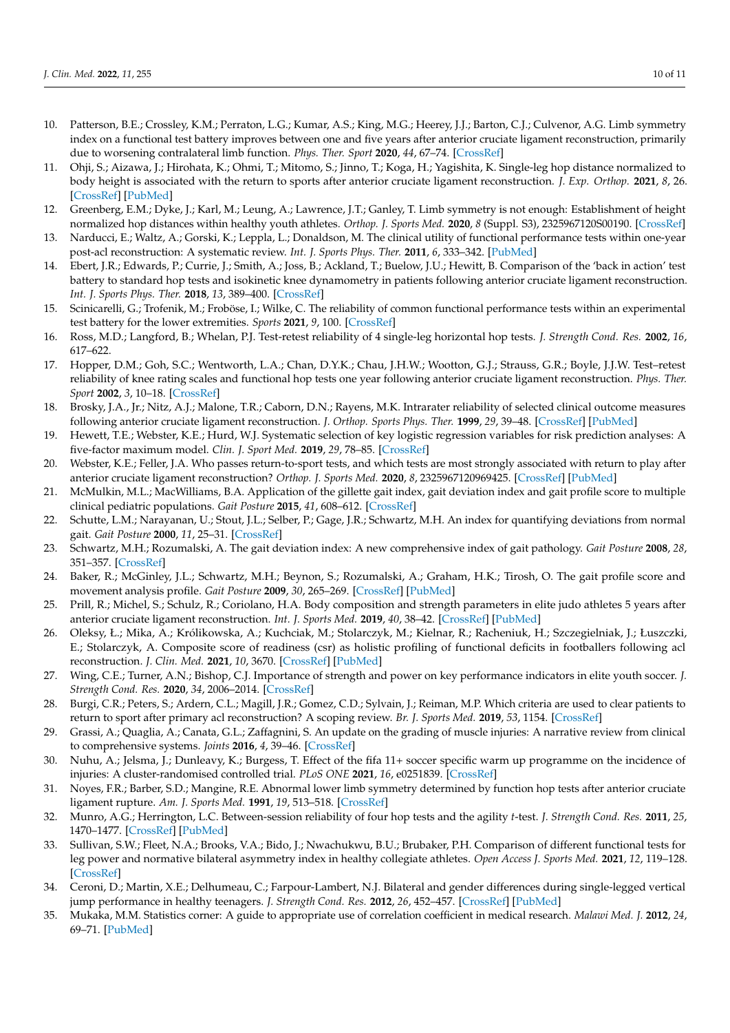10. Patterson, B.E.; Crossley, K.M.; Perraton, L.G.; Kumar, A.S.; King, M.G.; Heerey, J.J.; Barton, C.J.; Culvenor, A.G. Limb symmetry index on a functional test battery improves between one and five years after anterior cruciate ligament reconstruction, primarily due to worsening contralateral limb function. *Phys. Ther. Sport* **2020**, *44*, 67–74. [CrossRef]
11. Ohji, S.; Aizawa, J.; Hirohata, K.; Ohmi, T.; Mitomo, S.; Jinno, T.; Koga, H.; Yagishita, K. Single-leg hop distance normalized to body height is associated with the return to sports after anterior cruciate ligament reconstruction. *J. Exp. Orthop.* **2021**, *8*, 26. [CrossRef] [PubMed]
12. Greenberg, E.M.; Dyke, J.; Karl, M.; Leung, A.; Lawrence, J.T.; Ganley, T. Limb symmetry is not enough: Establishment of height normalized hop distances within healthy youth athletes. *Orthop. J. Sports Med.* **2020**, *8* (Suppl. S3), 2325967120S00190. [CrossRef]
13. Narducci, E.; Waltz, A.; Gorski, K.; Leppla, L.; Donaldson, M. The clinical utility of functional performance tests within one-year post-acl reconstruction: A systematic review. *Int. J. Sports Phys. Ther.* **2011**, *6*, 333–342. [PubMed]
14. Ebert, J.R.; Edwards, P.; Currie, J.; Smith, A.; Joss, B.; Ackland, T.; Buelow, J.U.; Hewitt, B. Comparison of the 'back in action' test battery to standard hop tests and isokinetic knee dynamometry in patients following anterior cruciate ligament reconstruction. *Int. J. Sports Phys. Ther.* **2018**, *13*, 389–400. [CrossRef]
15. Scinicarelli, G.; Trofenik, M.; Froböse, I.; Wilke, C. The reliability of common functional performance tests within an experimental test battery for the lower extremities. *Sports* **2021**, *9*, 100. [CrossRef]
16. Ross, M.D.; Langford, B.; Whelan, P.J. Test-retest reliability of 4 single-leg horizontal hop tests. *J. Strength Cond. Res.* **2002**, *16*, 617–622.
17. Hopper, D.M.; Goh, S.C.; Wentworth, L.A.; Chan, D.Y.K.; Chau, J.H.W.; Wootton, G.J.; Strauss, G.R.; Boyle, J.J.W. Test–retest reliability of knee rating scales and functional hop tests one year following anterior cruciate ligament reconstruction. *Phys. Ther. Sport* **2002**, *3*, 10–18. [CrossRef]
18. Brosky, J.A., Jr.; Nitz, A.J.; Malone, T.R.; Caborn, D.N.; Rayens, M.K. Intrarater reliability of selected clinical outcome measures following anterior cruciate ligament reconstruction. *J. Orthop. Sports Phys. Ther.* **1999**, *29*, 39–48. [CrossRef] [PubMed]
19. Hewett, T.E.; Webster, K.E.; Hurd, W.J. Systematic selection of key logistic regression variables for risk prediction analyses: A five-factor maximum model. *Clin. J. Sport Med.* **2019**, *29*, 78–85. [CrossRef]
20. Webster, K.E.; Feller, J.A. Who passes return-to-sport tests, and which tests are most strongly associated with return to play after anterior cruciate ligament reconstruction? *Orthop. J. Sports Med.* **2020**, *8*, 2325967120969425. [CrossRef] [PubMed]
21. McMulkin, M.L.; MacWilliams, B.A. Application of the gillette gait index, gait deviation index and gait profile score to multiple clinical pediatric populations. *Gait Posture* **2015**, *41*, 608–612. [CrossRef]
22. Schutte, L.M.; Narayanan, U.; Stout, J.L.; Selber, P.; Gage, J.R.; Schwartz, M.H. An index for quantifying deviations from normal gait. *Gait Posture* **2000**, *11*, 25–31. [CrossRef]
23. Schwartz, M.H.; Rozumalski, A. The gait deviation index: A new comprehensive index of gait pathology. *Gait Posture* **2008**, *28*, 351–357. [CrossRef]
24. Baker, R.; McGinley, J.L.; Schwartz, M.H.; Beynon, S.; Rozumalski, A.; Graham, H.K.; Tirosh, O. The gait profile score and movement analysis profile. *Gait Posture* **2009**, *30*, 265–269. [CrossRef] [PubMed]
25. Prill, R.; Michel, S.; Schulz, R.; Coriolano, H.A. Body composition and strength parameters in elite judo athletes 5 years after anterior cruciate ligament reconstruction. *Int. J. Sports Med.* **2019**, *40*, 38–42. [CrossRef] [PubMed]
26. Oleksy, Ł.; Mika, A.; Królikowska, A.; Kuchciak, M.; Stolarczyk, M.; Kielnar, R.; Racheniuk, H.; Szczegielniak, J.; Łuszczki, E.; Stolarczyk, A. Composite score of readiness (csr) as holistic profiling of functional deficits in footballers following acl reconstruction. *J. Clin. Med.* **2021**, *10*, 3670. [CrossRef] [PubMed]
27. Wing, C.E.; Turner, A.N.; Bishop, C.J. Importance of strength and power on key performance indicators in elite youth soccer. *J. Strength Cond. Res.* **2020**, *34*, 2006–2014. [CrossRef]
28. Burgi, C.R.; Peters, S.; Ardern, C.L.; Magill, J.R.; Gomez, C.D.; Sylvain, J.; Reiman, M.P. Which criteria are used to clear patients to return to sport after primary acl reconstruction? A scoping review. *Br. J. Sports Med.* **2019**, *53*, 1154. [CrossRef]
29. Grassi, A.; Quaglia, A.; Canata, G.L.; Zaffagnini, S. An update on the grading of muscle injuries: A narrative review from clinical to comprehensive systems. *Joints* **2016**, *4*, 39–46. [CrossRef]
30. Nuhu, A.; Jelsma, J.; Dunleavy, K.; Burgess, T. Effect of the fifa 11+ soccer specific warm up programme on the incidence of injuries: A cluster-randomised controlled trial. *PLoS ONE* **2021**, *16*, e0251839. [CrossRef]
31. Noyes, F.R.; Barber, S.D.; Mangine, R.E. Abnormal lower limb symmetry determined by function hop tests after anterior cruciate ligament rupture. *Am. J. Sports Med.* **1991**, *19*, 513–518. [CrossRef]
32. Munro, A.G.; Herrington, L.C. Between-session reliability of four hop tests and the agility *t*-test. *J. Strength Cond. Res.* **2011**, *25*, 1470–1477. [CrossRef] [PubMed]
33. Sullivan, S.W.; Fleet, N.A.; Brooks, V.A.; Bido, J.; Nwachukwu, B.U.; Brubaker, P.H. Comparison of different functional tests for leg power and normative bilateral asymmetry index in healthy collegiate athletes. *Open Access J. Sports Med.* **2021**, *12*, 119–128. [CrossRef]
34. Ceroni, D.; Martin, X.E.; Delhumeau, C.; Farpour-Lambert, N.J. Bilateral and gender differences during single-legged vertical jump performance in healthy teenagers. *J. Strength Cond. Res.* **2012**, *26*, 452–457. [CrossRef] [PubMed]
35. Mukaka, M.M. Statistics corner: A guide to appropriate use of correlation coefficient in medical research. *Malawi Med. J.* **2012**, *24*, 69–71. [PubMed]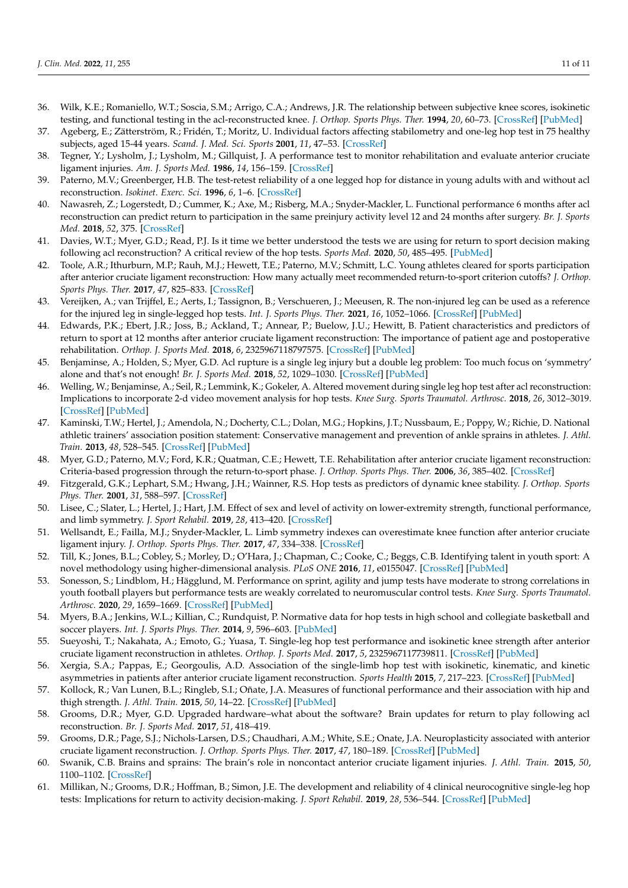36. Wilk, K.E.; Romaniello, W.T.; Soscia, S.M.; Arrigo, C.A.; Andrews, J.R. The relationship between subjective knee scores, isokinetic testing, and functional testing in the acl-reconstructed knee. *J. Orthop. Sports Phys. Ther.* **1994**, *20*, 60–73. [CrossRef] [PubMed]
37. Ageberg, E.; Zätterström, R.; Fridén, T.; Moritz, U. Individual factors affecting stabilometry and one-leg hop test in 75 healthy subjects, aged 15-44 years. *Scand. J. Med. Sci. Sports* **2001**, *11*, 47–53. [CrossRef]
38. Tegner, Y.; Lysholm, J.; Lysholm, M.; Gillquist, J. A performance test to monitor rehabilitation and evaluate anterior cruciate ligament injuries. *Am. J. Sports Med.* **1986**, *14*, 156–159. [CrossRef]
39. Paterno, M.V.; Greenberger, H.B. The test-retest reliability of a one legged hop for distance in young adults with and without acl reconstruction. *Isokinet. Exerc. Sci.* **1996**, *6*, 1–6. [CrossRef]
40. Nawasreh, Z.; Logerstedt, D.; Cummer, K.; Axe, M.; Risberg, M.A.; Snyder-Mackler, L. Functional performance 6 months after acl reconstruction can predict return to participation in the same preinjury activity level 12 and 24 months after surgery. *Br. J. Sports Med.* **2018**, *52*, 375. [CrossRef]
41. Davies, W.T.; Myer, G.D.; Read, P.J. Is it time we better understand the tests we are using for return to sport decision making following acl reconstruction? A critical review of the hop tests. *Sports Med.* **2020**, *50*, 485–495. [PubMed]
42. Toole, A.R.; Ithurburn, M.P.; Rauh, M.J.; Hewett, T.E.; Paterno, M.V.; Schmitt, L.C. Young athletes cleared for sports participation after anterior cruciate ligament reconstruction: How many actually meet recommended return-to-sport criterion cutoffs? *J. Orthop. Sports Phys. Ther.* **2017**, *47*, 825–833. [CrossRef]
43. Vereijken, A.; van Trijffel, E.; Aerts, I.; Tassignon, B.; Verschueren, J.; Meeusen, R. The non-injured leg can be used as a reference for the injured leg in single-legged hop tests. *Int. J. Sports Phys. Ther.* **2021**, *16*, 1052–1066. [CrossRef] [PubMed]
44. Edwards, P.K.; Ebert, J.R.; Joss, B.; Ackland, T.; Annear, P.; Buelow, J.U.; Hewitt, B. Patient characteristics and predictors of return to sport at 12 months after anterior cruciate ligament reconstruction: The importance of patient age and postoperative rehabilitation. *Orthop. J. Sports Med.* **2018**, *6*, 2325967118797575. [CrossRef] [PubMed]
45. Benjaminse, A.; Holden, S.; Myer, G.D. Acl rupture is a single leg injury but a double leg problem: Too much focus on 'symmetry' alone and that's not enough! *Br. J. Sports Med.* **2018**, *52*, 1029–1030. [CrossRef] [PubMed]
46. Welling, W.; Benjaminse, A.; Seil, R.; Lemmink, K.; Gokeler, A. Altered movement during single leg hop test after acl reconstruction: Implications to incorporate 2-d video movement analysis for hop tests. *Knee Surg. Sports Traumatol. Arthrosc.* **2018**, *26*, 3012–3019. [CrossRef] [PubMed]
47. Kaminski, T.W.; Hertel, J.; Amendola, N.; Docherty, C.L.; Dolan, M.G.; Hopkins, J.T.; Nussbaum, E.; Poppy, W.; Richie, D. National athletic trainers' association position statement: Conservative management and prevention of ankle sprains in athletes. *J. Athl. Train.* **2013**, *48*, 528–545. [CrossRef] [PubMed]
48. Myer, G.D.; Paterno, M.V.; Ford, K.R.; Quatman, C.E.; Hewett, T.E. Rehabilitation after anterior cruciate ligament reconstruction: Criteria-based progression through the return-to-sport phase. *J. Orthop. Sports Phys. Ther.* **2006**, *36*, 385–402. [CrossRef]
49. Fitzgerald, G.K.; Lephart, S.M.; Hwang, J.H.; Wainner, R.S. Hop tests as predictors of dynamic knee stability. *J. Orthop. Sports Phys. Ther.* **2001**, *31*, 588–597. [CrossRef]
50. Lisee, C.; Slater, L.; Hertel, J.; Hart, J.M. Effect of sex and level of activity on lower-extremity strength, functional performance, and limb symmetry. *J. Sport Rehabil.* **2019**, *28*, 413–420. [CrossRef]
51. Wellsandt, E.; Failla, M.J.; Snyder-Mackler, L. Limb symmetry indexes can overestimate knee function after anterior cruciate ligament injury. *J. Orthop. Sports Phys. Ther.* **2017**, *47*, 334–338. [CrossRef]
52. Till, K.; Jones, B.L.; Cobley, S.; Morley, D.; O'Hara, J.; Chapman, C.; Cooke, C.; Beggs, C.B. Identifying talent in youth sport: A novel methodology using higher-dimensional analysis. *PLoS ONE* **2016**, *11*, e0155047. [CrossRef] [PubMed]
53. Sonesson, S.; Lindblom, H.; Hägglund, M. Performance on sprint, agility and jump tests have moderate to strong correlations in youth football players but performance tests are weakly correlated to neuromuscular control tests. *Knee Surg. Sports Traumatol. Arthrosc.* **2020**, *29*, 1659–1669. [CrossRef] [PubMed]
54. Myers, B.A.; Jenkins, W.L.; Killian, C.; Rundquist, P. Normative data for hop tests in high school and collegiate basketball and soccer players. *Int. J. Sports Phys. Ther.* **2014**, *9*, 596–603. [PubMed]
55. Sueyoshi, T.; Nakahata, A.; Emoto, G.; Yuasa, T. Single-leg hop test performance and isokinetic knee strength after anterior cruciate ligament reconstruction in athletes. *Orthop. J. Sports Med.* **2017**, *5*, 2325967117739811. [CrossRef] [PubMed]
56. Xergia, S.A.; Pappas, E.; Georgoulis, A.D. Association of the single-limb hop test with isokinetic, kinematic, and kinetic asymmetries in patients after anterior cruciate ligament reconstruction. *Sports Health* **2015**, *7*, 217–223. [CrossRef] [PubMed]
57. Kollock, R.; Van Lunen, B.L.; Ringleb, S.I.; Oñate, J.A. Measures of functional performance and their association with hip and thigh strength. *J. Athl. Train.* **2015**, *50*, 14–22. [CrossRef] [PubMed]
58. Grooms, D.R.; Myer, G.D. Upgraded hardware–what about the software? Brain updates for return to play following acl reconstruction. *Br. J. Sports Med.* **2017**, *51*, 418–419.
59. Grooms, D.R.; Page, S.J.; Nichols-Larsen, D.S.; Chaudhari, A.M.; White, S.E.; Onate, J.A. Neuroplasticity associated with anterior cruciate ligament reconstruction. *J. Orthop. Sports Phys. Ther.* **2017**, *47*, 180–189. [CrossRef] [PubMed]
60. Swanik, C.B. Brains and sprains: The brain's role in noncontact anterior cruciate ligament injuries. *J. Athl. Train.* **2015**, *50*, 1100–1102. [CrossRef]
61. Millikan, N.; Grooms, D.R.; Hoffman, B.; Simon, J.E. The development and reliability of 4 clinical neurocognitive single-leg hop tests: Implications for return to activity decision-making. *J. Sport Rehabil.* **2019**, *28*, 536–544. [CrossRef] [PubMed]